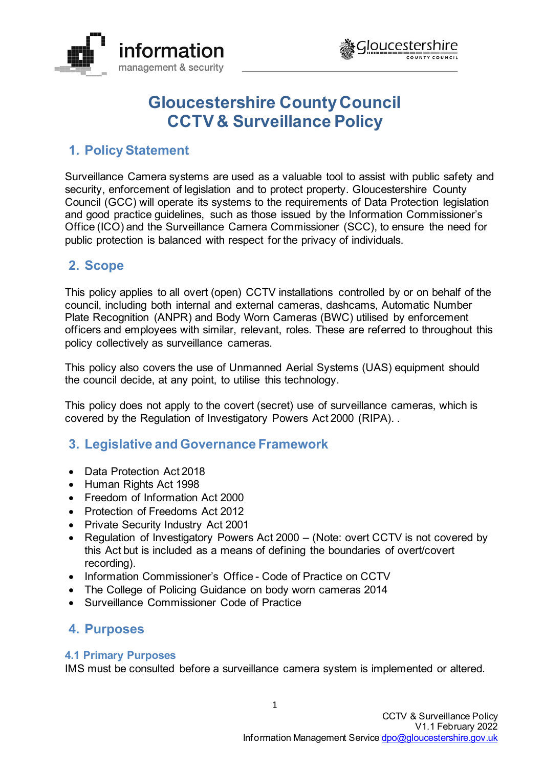# Gloucestershire County Council CCTV & Surveillance Policy

## 1. Policy Statement

Surveillance Camera systems are used as a valuable tool to assist with public safety and security, enforcement of legislation and to protect property. Gloucestershire County Council (GCC) will operate its systems to the requirements of Data Protection legislation and good practice guidelines, such as those issued by the Information Commissioner's Office (ICO) and the Surveillance Camera Commissioner (SCC), to ensure the need for public protection is balanced with respect for the privacy of individuals.

## 2. Scope

This policy applies to all overt (open) CCTV installations controlled by or on behalf of the council, including both internal and external cameras, dashcams, Automatic Number Plate Recognition (ANPR) and Body Worn Cameras (BWC) utilised by enforcement officers and employees with similar, relevant, roles. These are referred to throughout this policy collectively as surveillance cameras.

This policy also covers the use of Unmanned Aerial Systems (UAS) equipment should the council decide, at any point, to utilise this technology.

This policy does not apply to the covert (secret) use of surveillance cameras, which is covered by the Regulation of Investigatory Powers Act 2000 (RIPA). .

## 3. Legislative and Governance Framework

- Data Protection Act 2018
- Human Rights Act 1998
- Freedom of Information Act 2000
- Protection of Freedoms Act 2012
- Private Security Industry Act 2001
- Regulation of Investigatory Powers Act 2000 – (Note: overt CCTV is not covered by this Act but is included as a means of defining the boundaries of overt/covert recording).
- Information Commissioner's Office - Code of Practice on CCTV
- The College of Policing Guidance on body worn cameras 2014
- Surveillance Commissioner Code of Practice

## 4. Purposes

### 4.1 Primary Purposes

IMS must be consulted before a surveillance camera system is implemented or altered.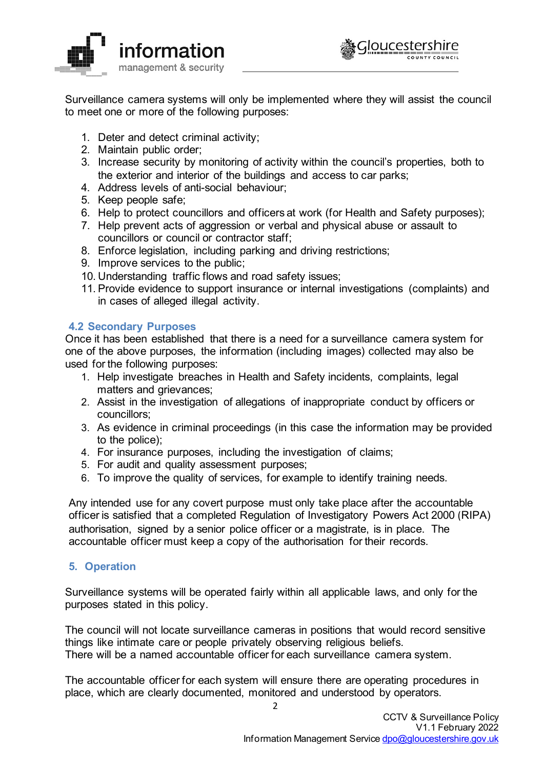Surveillance camera systems will only be implemented where they will assist the council to meet one or more of the following purposes:

1. Deter and detect criminal activity;
2. Maintain public order;
3. Increase security by monitoring of activity within the council's properties, both to the exterior and interior of the buildings and access to car parks;
4. Address levels of anti-social behaviour;
5. Keep people safe;
6. Help to protect councillors and officers at work (for Health and Safety purposes);
7. Help prevent acts of aggression or verbal and physical abuse or assault to councillors or council or contractor staff;
8. Enforce legislation, including parking and driving restrictions;
9. Improve services to the public;
10. Understanding traffic flows and road safety issues;
11. Provide evidence to support insurance or internal investigations (complaints) and in cases of alleged illegal activity.

### 4.2 Secondary Purposes

Once it has been established that there is a need for a surveillance camera system for one of the above purposes, the information (including images) collected may also be used for the following purposes:

1. Help investigate breaches in Health and Safety incidents, complaints, legal matters and grievances;
2. Assist in the investigation of allegations of inappropriate conduct by officers or councillors;
3. As evidence in criminal proceedings (in this case the information may be provided to the police);
4. For insurance purposes, including the investigation of claims;
5. For audit and quality assessment purposes;
6. To improve the quality of services, for example to identify training needs.

Any intended use for any covert purpose must only take place after the accountable officer is satisfied that a completed Regulation of Investigatory Powers Act 2000 (RIPA) authorisation, signed by a senior police officer or a magistrate, is in place. The accountable officer must keep a copy of the authorisation for their records.

## 5. Operation

Surveillance systems will be operated fairly within all applicable laws, and only for the purposes stated in this policy.

The council will not locate surveillance cameras in positions that would record sensitive things like intimate care or people privately observing religious beliefs.
There will be a named accountable officer for each surveillance camera system.

The accountable officer for each system will ensure there are operating procedures in place, which are clearly documented, monitored and understood by operators.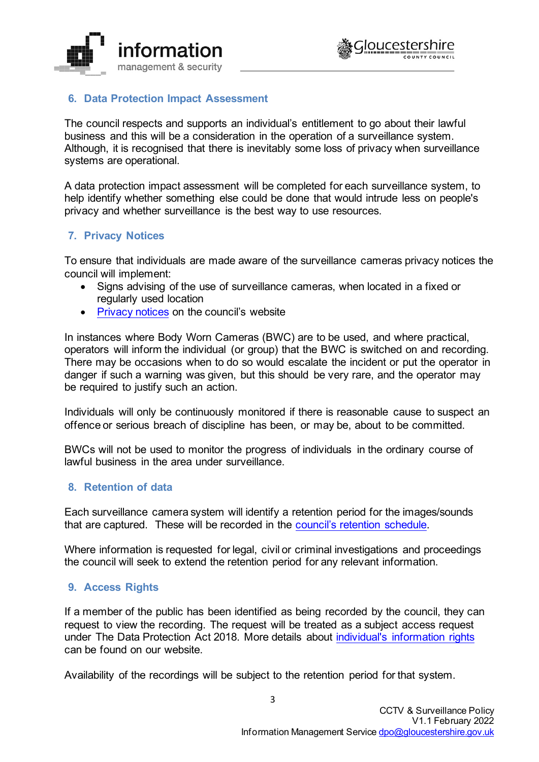## 6. Data Protection Impact Assessment

The council respects and supports an individual's entitlement to go about their lawful business and this will be a consideration in the operation of a surveillance system. Although, it is recognised that there is inevitably some loss of privacy when surveillance systems are operational.

A data protection impact assessment will be completed for each surveillance system, to help identify whether something else could be done that would intrude less on people's privacy and whether surveillance is the best way to use resources.

## 7. Privacy Notices

To ensure that individuals are made aware of the surveillance cameras privacy notices the council will implement:

- Signs advising of the use of surveillance cameras, when located in a fixed or regularly used location
- Privacy notices on the council's website

In instances where Body Worn Cameras (BWC) are to be used, and where practical, operators will inform the individual (or group) that the BWC is switched on and recording. There may be occasions when to do so would escalate the incident or put the operator in danger if such a warning was given, but this should be very rare, and the operator may be required to justify such an action.

Individuals will only be continuously monitored if there is reasonable cause to suspect an offence or serious breach of discipline has been, or may be, about to be committed.

BWCs will not be used to monitor the progress of individuals in the ordinary course of lawful business in the area under surveillance.

## 8. Retention of data

Each surveillance camera system will identify a retention period for the images/sounds that are captured. These will be recorded in the council's retention schedule.

Where information is requested for legal, civil or criminal investigations and proceedings the council will seek to extend the retention period for any relevant information.

## 9. Access Rights

If a member of the public has been identified as being recorded by the council, they can request to view the recording. The request will be treated as a subject access request under The Data Protection Act 2018. More details about individual's information rights can be found on our website.

Availability of the recordings will be subject to the retention period for that system.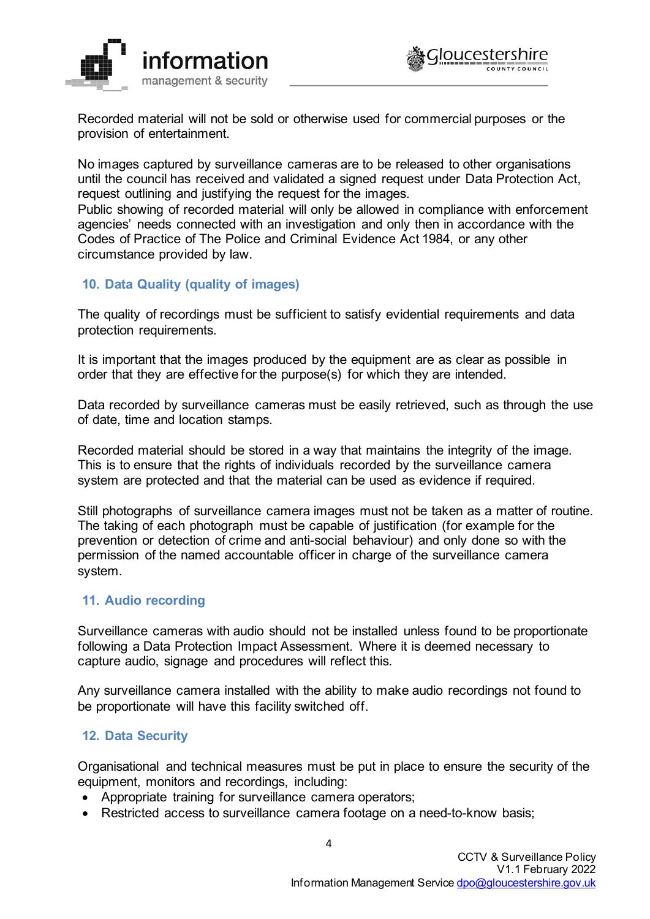Recorded material will not be sold or otherwise used for commercial purposes or the provision of entertainment.

No images captured by surveillance cameras are to be released to other organisations until the council has received and validated a signed request under Data Protection Act, request outlining and justifying the request for the images.
Public showing of recorded material will only be allowed in compliance with enforcement agencies' needs connected with an investigation and only then in accordance with the Codes of Practice of The Police and Criminal Evidence Act 1984, or any other circumstance provided by law.

## 10. Data Quality (quality of images)

The quality of recordings must be sufficient to satisfy evidential requirements and data protection requirements.

It is important that the images produced by the equipment are as clear as possible in order that they are effective for the purpose(s) for which they are intended.

Data recorded by surveillance cameras must be easily retrieved, such as through the use of date, time and location stamps.

Recorded material should be stored in a way that maintains the integrity of the image. This is to ensure that the rights of individuals recorded by the surveillance camera system are protected and that the material can be used as evidence if required.

Still photographs of surveillance camera images must not be taken as a matter of routine. The taking of each photograph must be capable of justification (for example for the prevention or detection of crime and anti-social behaviour) and only done so with the permission of the named accountable officer in charge of the surveillance camera system.

## 11. Audio recording

Surveillance cameras with audio should not be installed unless found to be proportionate following a Data Protection Impact Assessment. Where it is deemed necessary to capture audio, signage and procedures will reflect this.

Any surveillance camera installed with the ability to make audio recordings not found to be proportionate will have this facility switched off.

## 12. Data Security

Organisational and technical measures must be put in place to ensure the security of the equipment, monitors and recordings, including:

- Appropriate training for surveillance camera operators;
- Restricted access to surveillance camera footage on a need-to-know basis;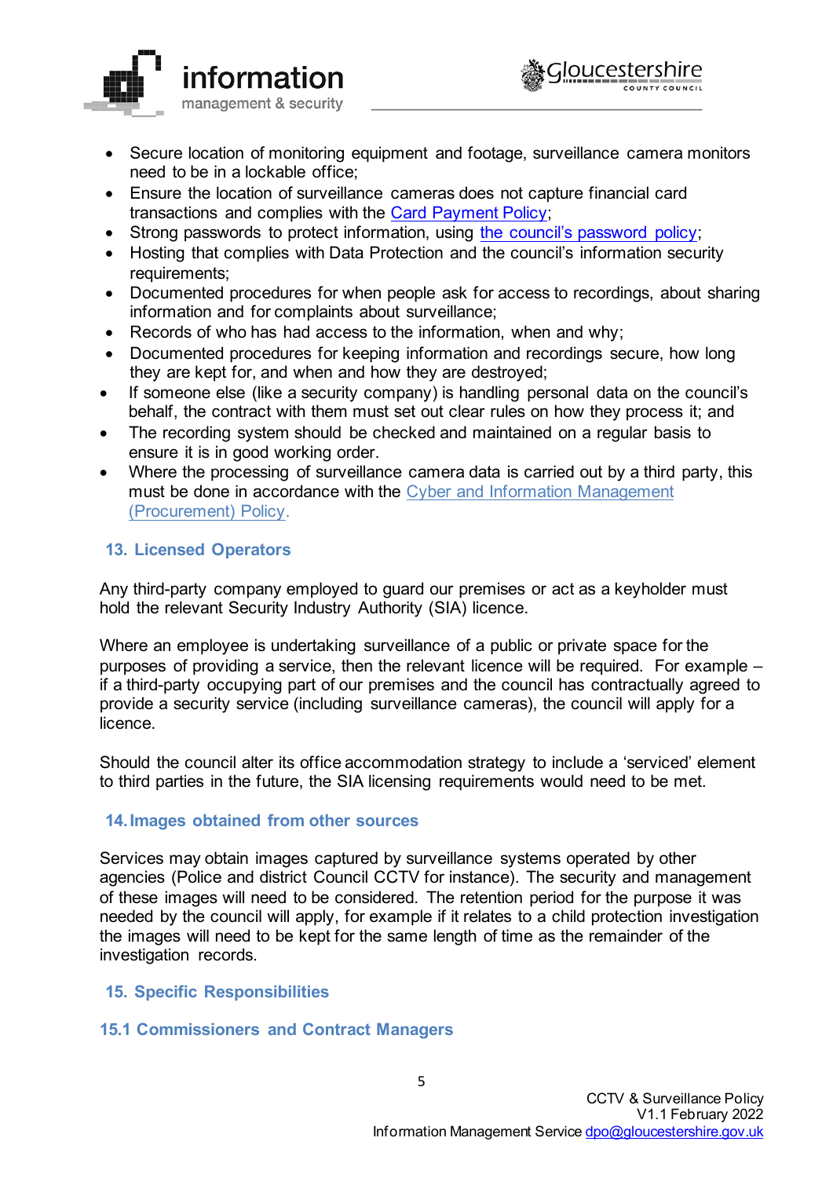- Secure location of monitoring equipment and footage, surveillance camera monitors need to be in a lockable office;
- Ensure the location of surveillance cameras does not capture financial card transactions and complies with the Card Payment Policy;
- Strong passwords to protect information, using the council's password policy;
- Hosting that complies with Data Protection and the council's information security requirements;
- Documented procedures for when people ask for access to recordings, about sharing information and for complaints about surveillance;
- Records of who has had access to the information, when and why;
- Documented procedures for keeping information and recordings secure, how long they are kept for, and when and how they are destroyed;
- If someone else (like a security company) is handling personal data on the council's behalf, the contract with them must set out clear rules on how they process it; and
- The recording system should be checked and maintained on a regular basis to ensure it is in good working order.
- Where the processing of surveillance camera data is carried out by a third party, this must be done in accordance with the Cyber and Information Management (Procurement) Policy.

## 13. Licensed Operators

Any third-party company employed to guard our premises or act as a keyholder must hold the relevant Security Industry Authority (SIA) licence.

Where an employee is undertaking surveillance of a public or private space for the purposes of providing a service, then the relevant licence will be required. For example – if a third-party occupying part of our premises and the council has contractually agreed to provide a security service (including surveillance cameras), the council will apply for a licence.

Should the council alter its office accommodation strategy to include a 'serviced' element to third parties in the future, the SIA licensing requirements would need to be met.

## 14. Images obtained from other sources

Services may obtain images captured by surveillance systems operated by other agencies (Police and district Council CCTV for instance). The security and management of these images will need to be considered. The retention period for the purpose it was needed by the council will apply, for example if it relates to a child protection investigation the images will need to be kept for the same length of time as the remainder of the investigation records.

## 15. Specific Responsibilities

### 15.1 Commissioners and Contract Managers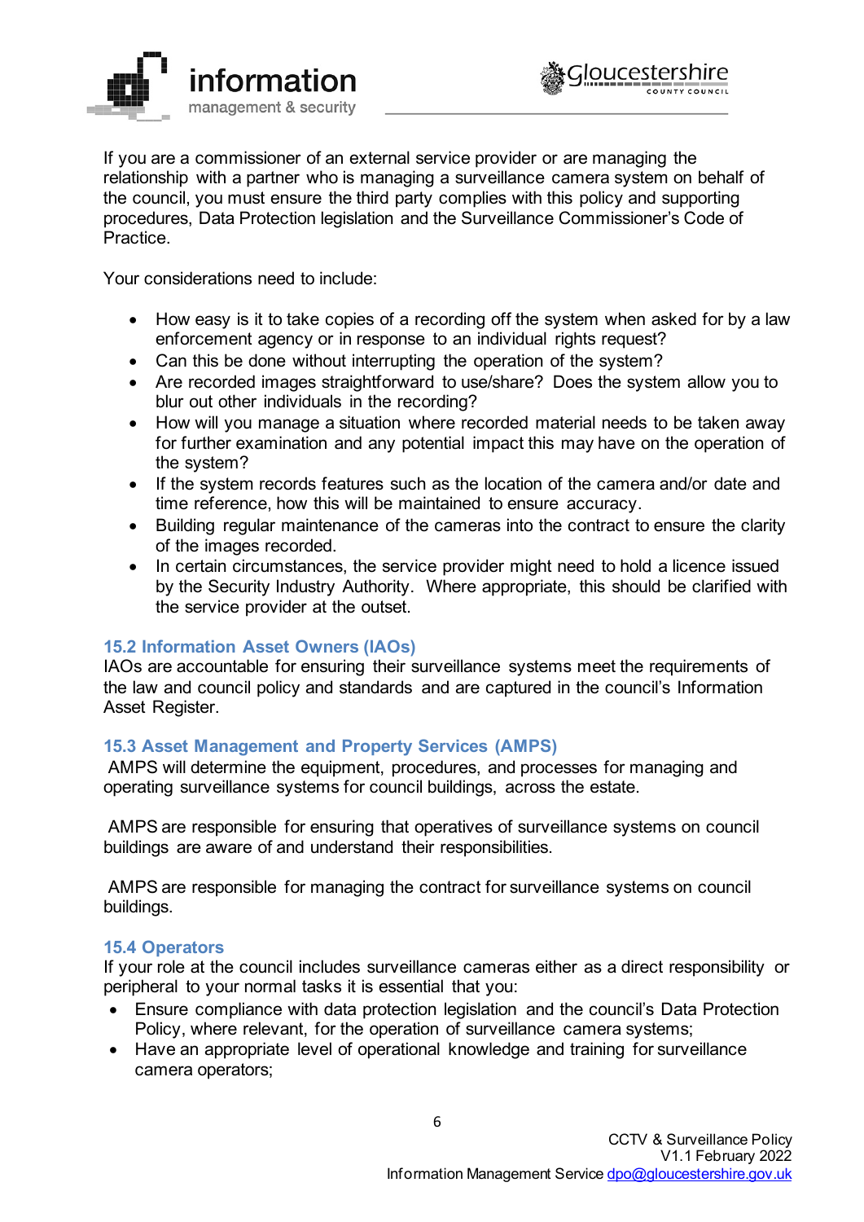If you are a commissioner of an external service provider or are managing the relationship with a partner who is managing a surveillance camera system on behalf of the council, you must ensure the third party complies with this policy and supporting procedures, Data Protection legislation and the Surveillance Commissioner's Code of Practice.

Your considerations need to include:

- How easy is it to take copies of a recording off the system when asked for by a law enforcement agency or in response to an individual rights request?
- Can this be done without interrupting the operation of the system?
- Are recorded images straightforward to use/share? Does the system allow you to blur out other individuals in the recording?
- How will you manage a situation where recorded material needs to be taken away for further examination and any potential impact this may have on the operation of the system?
- If the system records features such as the location of the camera and/or date and time reference, how this will be maintained to ensure accuracy.
- Building regular maintenance of the cameras into the contract to ensure the clarity of the images recorded.
- In certain circumstances, the service provider might need to hold a licence issued by the Security Industry Authority. Where appropriate, this should be clarified with the service provider at the outset.

### 15.2 Information Asset Owners (IAOs)

IAOs are accountable for ensuring their surveillance systems meet the requirements of the law and council policy and standards and are captured in the council's Information Asset Register.

### 15.3 Asset Management and Property Services (AMPS)

AMPS will determine the equipment, procedures, and processes for managing and operating surveillance systems for council buildings, across the estate.

AMPS are responsible for ensuring that operatives of surveillance systems on council buildings are aware of and understand their responsibilities.

AMPS are responsible for managing the contract for surveillance systems on council buildings.

### 15.4 Operators

If your role at the council includes surveillance cameras either as a direct responsibility or peripheral to your normal tasks it is essential that you:

- Ensure compliance with data protection legislation and the council's Data Protection Policy, where relevant, for the operation of surveillance camera systems;
- Have an appropriate level of operational knowledge and training for surveillance camera operators;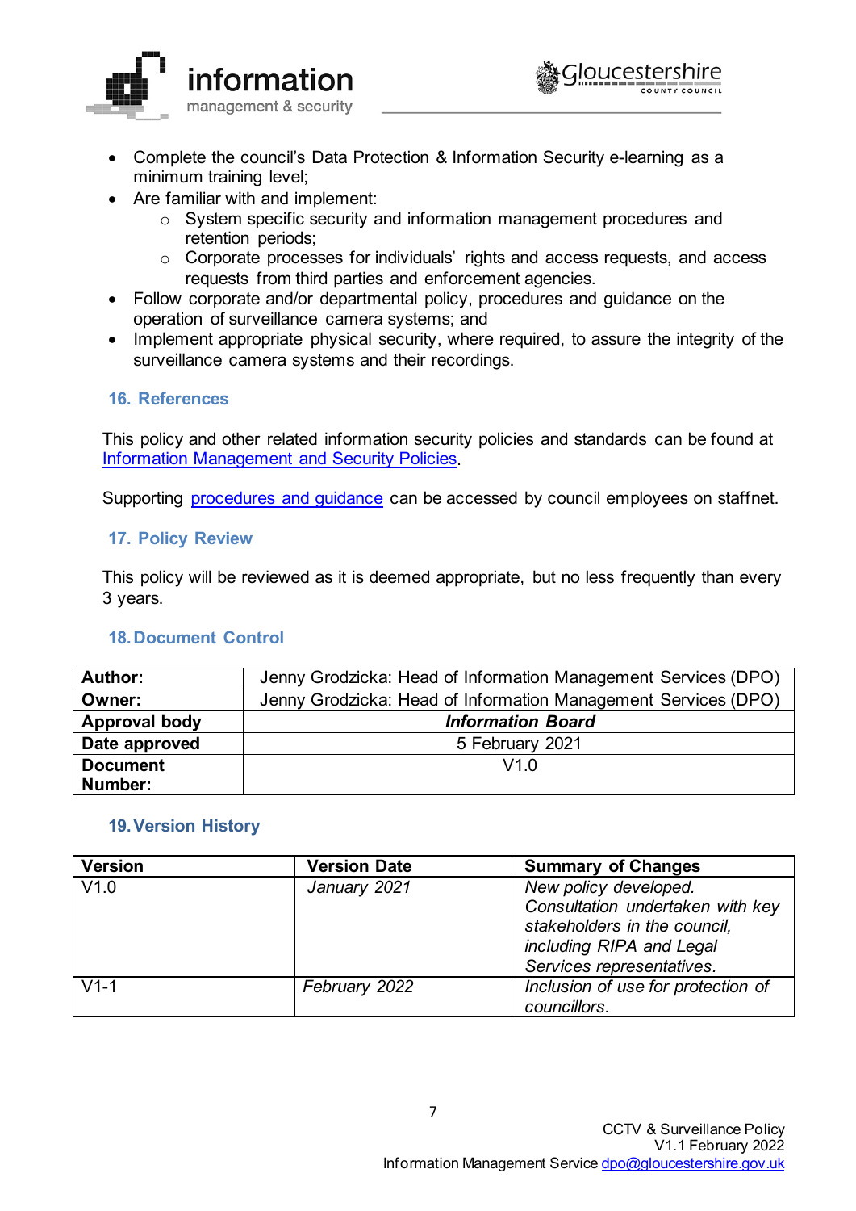- Complete the council's Data Protection & Information Security e-learning as a minimum training level;
- Are familiar with and implement:
  - System specific security and information management procedures and retention periods;
  - Corporate processes for individuals' rights and access requests, and access requests from third parties and enforcement agencies.
- Follow corporate and/or departmental policy, procedures and guidance on the operation of surveillance camera systems; and
- Implement appropriate physical security, where required, to assure the integrity of the surveillance camera systems and their recordings.

## 16. References

This policy and other related information security policies and standards can be found at Information Management and Security Policies.

Supporting procedures and guidance can be accessed by council employees on staffnet.

## 17. Policy Review

This policy will be reviewed as it is deemed appropriate, but no less frequently than every 3 years.

## 18. Document Control

| | |
|---|---|
| **Author:** | Jenny Grodzicka: Head of Information Management Services (DPO) |
| **Owner:** | Jenny Grodzicka: Head of Information Management Services (DPO) |
| **Approval body** | ***Information Board*** |
| **Date approved** | 5 February 2021 |
| **Document Number:** | V1.0 |

## 19. Version History

| Version | Version Date | Summary of Changes |
|---|---|---|
| V1.0 | *January 2021* | *New policy developed. Consultation undertaken with key stakeholders in the council, including RIPA and Legal Services representatives.* |
| V1-1 | *February 2022* | *Inclusion of use for protection of councillors.* |